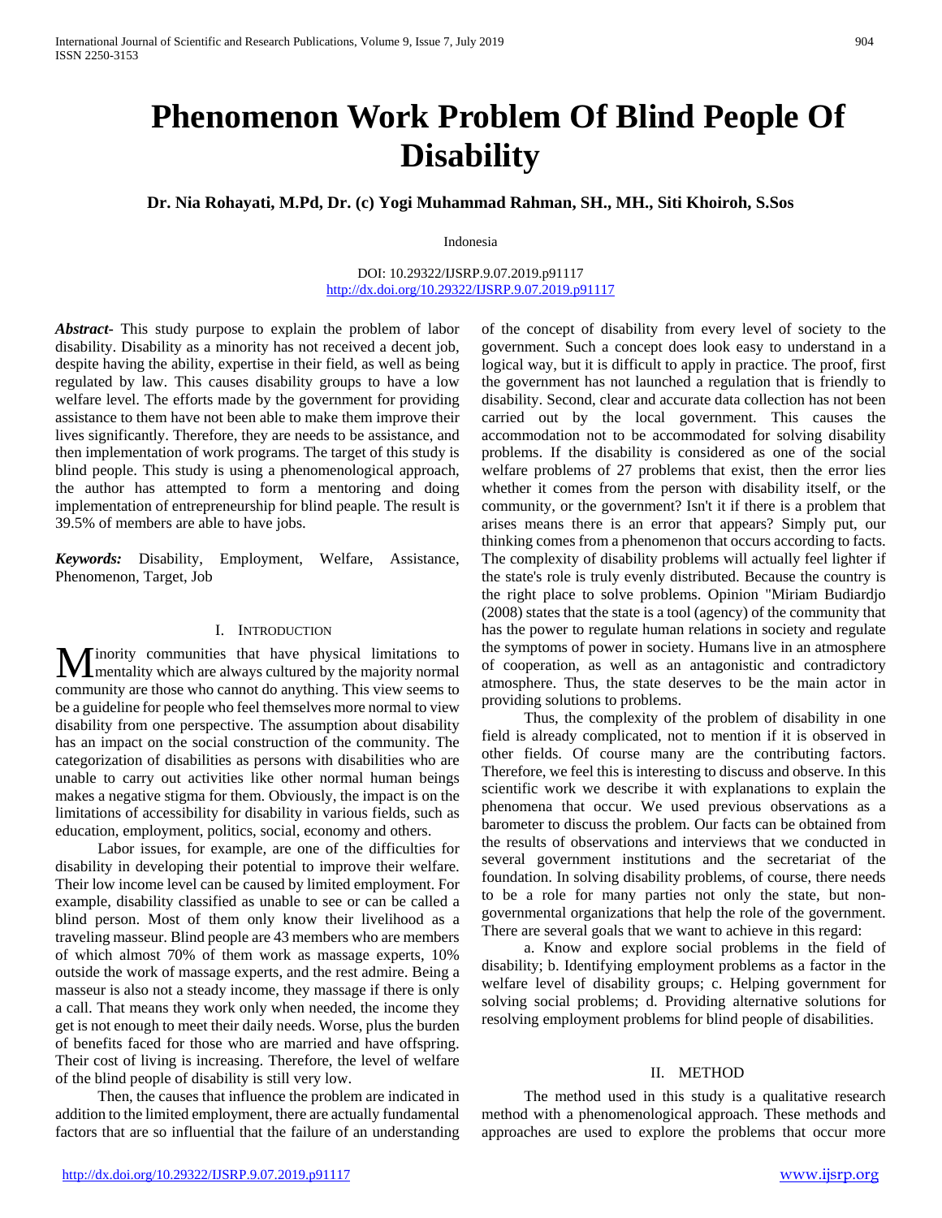# Phenomenon Work Problem Of Blind People Of Disability

**Dr. Nia Rohayati, M.Pd, Dr. (c) Yogi Muhammad Rahman, SH., MH., Siti Khoiroh, S.Sos**

Indonesia

DOI: 10.29322/IJSRP.9.07.2019.p91117
http://dx.doi.org/10.29322/IJSRP.9.07.2019.p91117

***Abstract-*** This study purpose to explain the problem of labor disability. Disability as a minority has not received a decent job, despite having the ability, expertise in their field, as well as being regulated by law. This causes disability groups to have a low welfare level. The efforts made by the government for providing assistance to them have not been able to make them improve their lives significantly. Therefore, they are needs to be assistance, and then implementation of work programs. The target of this study is blind people. This study is using a phenomenological approach, the author has attempted to form a mentoring and doing implementation of entrepreneurship for blind peaple. The result is 39.5% of members are able to have jobs.

***Keywords:*** Disability, Employment, Welfare, Assistance, Phenomenon, Target, Job

## I. Introduction

Minority communities that have physical limitations to mentality which are always cultured by the majority normal community are those who cannot do anything. This view seems to be a guideline for people who feel themselves more normal to view disability from one perspective. The assumption about disability has an impact on the social construction of the community. The categorization of disabilities as persons with disabilities who are unable to carry out activities like other normal human beings makes a negative stigma for them. Obviously, the impact is on the limitations of accessibility for disability in various fields, such as education, employment, politics, social, economy and others.

Labor issues, for example, are one of the difficulties for disability in developing their potential to improve their welfare. Their low income level can be caused by limited employment. For example, disability classified as unable to see or can be called a blind person. Most of them only know their livelihood as a traveling masseur. Blind people are 43 members who are members of which almost 70% of them work as massage experts, 10% outside the work of massage experts, and the rest admire. Being a masseur is also not a steady income, they massage if there is only a call. That means they work only when needed, the income they get is not enough to meet their daily needs. Worse, plus the burden of benefits faced for those who are married and have offspring. Their cost of living is increasing. Therefore, the level of welfare of the blind people of disability is still very low.

Then, the causes that influence the problem are indicated in addition to the limited employment, there are actually fundamental factors that are so influential that the failure of an understanding of the concept of disability from every level of society to the government. Such a concept does look easy to understand in a logical way, but it is difficult to apply in practice. The proof, first the government has not launched a regulation that is friendly to disability. Second, clear and accurate data collection has not been carried out by the local government. This causes the accommodation not to be accommodated for solving disability problems. If the disability is considered as one of the social welfare problems of 27 problems that exist, then the error lies whether it comes from the person with disability itself, or the community, or the government? Isn't it if there is a problem that arises means there is an error that appears? Simply put, our thinking comes from a phenomenon that occurs according to facts. The complexity of disability problems will actually feel lighter if the state's role is truly evenly distributed. Because the country is the right place to solve problems. Opinion "Miriam Budiardjo (2008) states that the state is a tool (agency) of the community that has the power to regulate human relations in society and regulate the symptoms of power in society. Humans live in an atmosphere of cooperation, as well as an antagonistic and contradictory atmosphere. Thus, the state deserves to be the main actor in providing solutions to problems.

Thus, the complexity of the problem of disability in one field is already complicated, not to mention if it is observed in other fields. Of course many are the contributing factors. Therefore, we feel this is interesting to discuss and observe. In this scientific work we describe it with explanations to explain the phenomena that occur. We used previous observations as a barometer to discuss the problem. Our facts can be obtained from the results of observations and interviews that we conducted in several government institutions and the secretariat of the foundation. In solving disability problems, of course, there needs to be a role for many parties not only the state, but non-governmental organizations that help the role of the government. There are several goals that we want to achieve in this regard:

a. Know and explore social problems in the field of disability; b. Identifying employment problems as a factor in the welfare level of disability groups; c. Helping government for solving social problems; d. Providing alternative solutions for resolving employment problems for blind people of disabilities.

## II. Method

The method used in this study is a qualitative research method with a phenomenological approach. These methods and approaches are used to explore the problems that occur more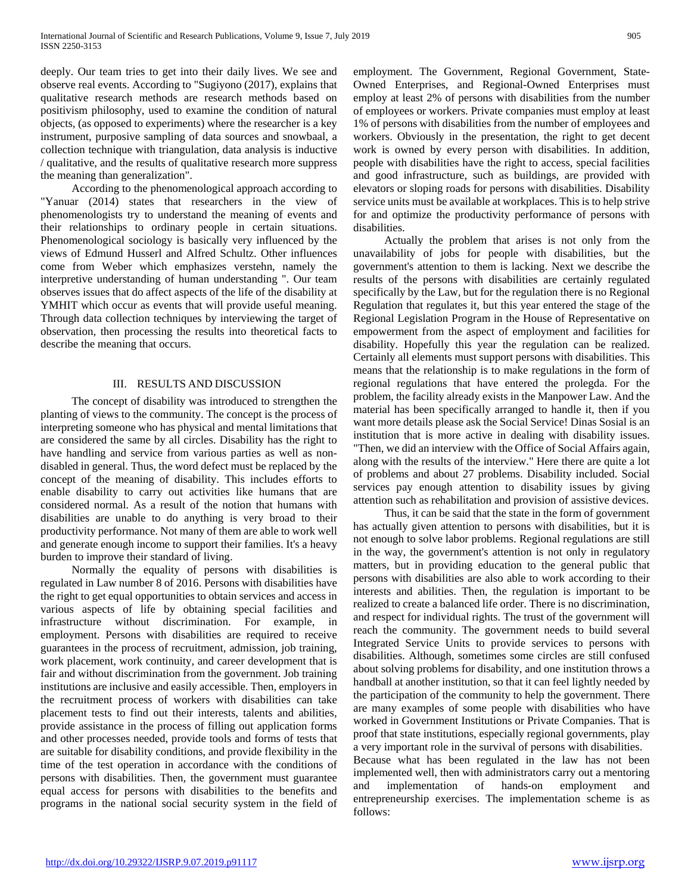deeply. Our team tries to get into their daily lives. We see and observe real events. According to "Sugiyono (2017), explains that qualitative research methods are research methods based on positivism philosophy, used to examine the condition of natural objects, (as opposed to experiments) where the researcher is a key instrument, purposive sampling of data sources and snowbaal, a collection technique with triangulation, data analysis is inductive / qualitative, and the results of qualitative research more suppress the meaning than generalization".

According to the phenomenological approach according to "Yanuar (2014) states that researchers in the view of phenomenologists try to understand the meaning of events and their relationships to ordinary people in certain situations. Phenomenological sociology is basically very influenced by the views of Edmund Husserl and Alfred Schultz. Other influences come from Weber which emphasizes verstehn, namely the interpretive understanding of human understanding ". Our team observes issues that do affect aspects of the life of the disability at YMHIT which occur as events that will provide useful meaning. Through data collection techniques by interviewing the target of observation, then processing the results into theoretical facts to describe the meaning that occurs.

## III. RESULTS AND DISCUSSION

The concept of disability was introduced to strengthen the planting of views to the community. The concept is the process of interpreting someone who has physical and mental limitations that are considered the same by all circles. Disability has the right to have handling and service from various parties as well as non-disabled in general. Thus, the word defect must be replaced by the concept of the meaning of disability. This includes efforts to enable disability to carry out activities like humans that are considered normal. As a result of the notion that humans with disabilities are unable to do anything is very broad to their productivity performance. Not many of them are able to work well and generate enough income to support their families. It's a heavy burden to improve their standard of living.

Normally the equality of persons with disabilities is regulated in Law number 8 of 2016. Persons with disabilities have the right to get equal opportunities to obtain services and access in various aspects of life by obtaining special facilities and infrastructure without discrimination. For example, in employment. Persons with disabilities are required to receive guarantees in the process of recruitment, admission, job training, work placement, work continuity, and career development that is fair and without discrimination from the government. Job training institutions are inclusive and easily accessible. Then, employers in the recruitment process of workers with disabilities can take placement tests to find out their interests, talents and abilities, provide assistance in the process of filling out application forms and other processes needed, provide tools and forms of tests that are suitable for disability conditions, and provide flexibility in the time of the test operation in accordance with the conditions of persons with disabilities. Then, the government must guarantee equal access for persons with disabilities to the benefits and programs in the national social security system in the field of employment. The Government, Regional Government, State-Owned Enterprises, and Regional-Owned Enterprises must employ at least 2% of persons with disabilities from the number of employees or workers. Private companies must employ at least 1% of persons with disabilities from the number of employees and workers. Obviously in the presentation, the right to get decent work is owned by every person with disabilities. In addition, people with disabilities have the right to access, special facilities and good infrastructure, such as buildings, are provided with elevators or sloping roads for persons with disabilities. Disability service units must be available at workplaces. This is to help strive for and optimize the productivity performance of persons with disabilities.

Actually the problem that arises is not only from the unavailability of jobs for people with disabilities, but the government's attention to them is lacking. Next we describe the results of the persons with disabilities are certainly regulated specifically by the Law, but for the regulation there is no Regional Regulation that regulates it, but this year entered the stage of the Regional Legislation Program in the House of Representative on empowerment from the aspect of employment and facilities for disability. Hopefully this year the regulation can be realized. Certainly all elements must support persons with disabilities. This means that the relationship is to make regulations in the form of regional regulations that have entered the prolegda. For the problem, the facility already exists in the Manpower Law. And the material has been specifically arranged to handle it, then if you want more details please ask the Social Service! Dinas Sosial is an institution that is more active in dealing with disability issues. "Then, we did an interview with the Office of Social Affairs again, along with the results of the interview." Here there are quite a lot of problems and about 27 problems. Disability included. Social services pay enough attention to disability issues by giving attention such as rehabilitation and provision of assistive devices.

Thus, it can be said that the state in the form of government has actually given attention to persons with disabilities, but it is not enough to solve labor problems. Regional regulations are still in the way, the government's attention is not only in regulatory matters, but in providing education to the general public that persons with disabilities are also able to work according to their interests and abilities. Then, the regulation is important to be realized to create a balanced life order. There is no discrimination, and respect for individual rights. The trust of the government will reach the community. The government needs to build several Integrated Service Units to provide services to persons with disabilities. Although, sometimes some circles are still confused about solving problems for disability, and one institution throws a handball at another institution, so that it can feel lightly needed by the participation of the community to help the government. There are many examples of some people with disabilities who have worked in Government Institutions or Private Companies. That is proof that state institutions, especially regional governments, play a very important role in the survival of persons with disabilities.

Because what has been regulated in the law has not been implemented well, then with administrators carry out a mentoring and implementation of hands-on employment and entrepreneurship exercises. The implementation scheme is as follows: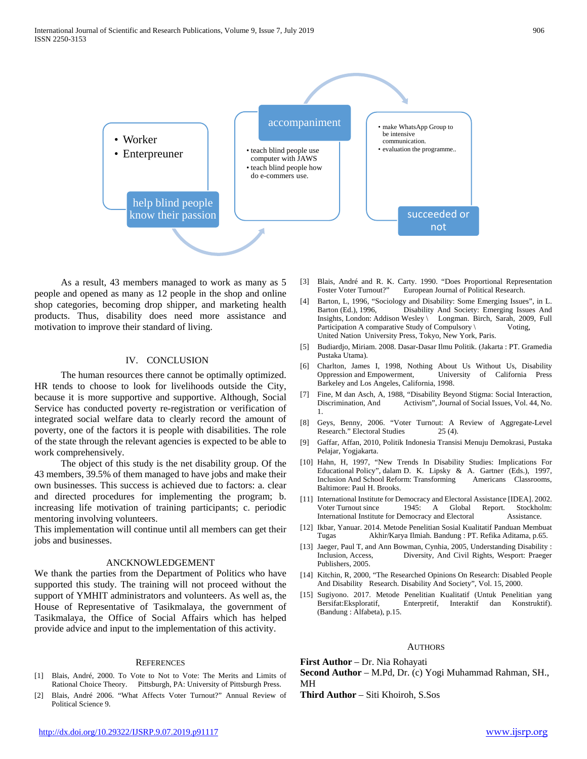- Worker
- Enterpreuner

help blind people know their passion

accompaniment

- teach blind people use computer with JAWS
- teach blind people how do e-commers use.

- make WhatsApp Group to be intensive communication.
- evaluation the programme..

succeeded or not

As a result, 43 members managed to work as many as 5 people and opened as many as 12 people in the shop and online shop categories, becoming drop shipper, and marketing health products. Thus, disability does need more assistance and motivation to improve their standard of living.

## IV. CONCLUSION

The human resources there cannot be optimally optimized. HR tends to choose to look for livelihoods outside the City, because it is more supportive and supportive. Although, Social Service has conducted poverty re-registration or verification of integrated social welfare data to clearly record the amount of poverty, one of the factors it is people with disabilities. The role of the state through the relevant agencies is expected to be able to work comprehensively.

The object of this study is the net disability group. Of the 43 members, 39.5% of them managed to have jobs and make their own businesses. This success is achieved due to factors: a. clear and directed procedures for implementing the program; b. increasing life motivation of training participants; c. periodic mentoring involving volunteers.

This implementation will continue until all members can get their jobs and businesses.

## ANCKNOWLEDGEMENT

We thank the parties from the Department of Politics who have supported this study. The training will not proceed without the support of YMHIT administrators and volunteers. As well as, the House of Representative of Tasikmalaya, the government of Tasikmalaya, the Office of Social Affairs which has helped provide advice and input to the implementation of this activity.

## REFERENCES

[1] Blais, André, 2000. To Vote to Not to Vote: The Merits and Limits of Rational Choice Theory. Pittsburgh, PA: University of Pittsburgh Press.

[2] Blais, André 2006. "What Affects Voter Turnout?" Annual Review of Political Science 9.

[3] Blais, André and R. K. Carty. 1990. "Does Proportional Representation Foster Voter Turnout?" European Journal of Political Research.

[4] Barton, L, 1996, "Sociology and Disability: Some Emerging Issues", in L. Barton (Ed.), 1996, Disability And Society: Emerging Issues And Insights, London: Addison Wesley \ Longman. Birch, Sarah, 2009, Full Participation A comparative Study of Compulsory \ Voting, United Nation University Press, Tokyo, New York, Paris.

[5] Budiardjo, Miriam. 2008. Dasar-Dasar Ilmu Politik. (Jakarta : PT. Gramedia Pustaka Utama).

[6] Charlton, James I, 1998, Nothing About Us Without Us, Disability Oppression and Empowerment, University of California Press Barkeley and Los Angeles, California, 1998.

[7] Fine, M dan Asch, A, 1988, "Disability Beyond Stigma: Social Interaction, Discrimination, And Activism", Journal of Social Issues, Vol. 44, No. 1.

[8] Geys, Benny, 2006. "Voter Turnout: A Review of Aggregate-Level Research." Electoral Studies 25 (4).

[9] Gaffar, Affan, 2010, Politik Indonesia Transisi Menuju Demokrasi, Pustaka Pelajar, Yogjakarta.

[10] Hahn, H, 1997, "New Trends In Disability Studies: Implications For Educational Policy", dalam D. K. Lipsky & A. Gartner (Eds.), 1997, Inclusion And School Reform: Transforming Americans Classrooms, Baltimore: Paul H. Brooks.

[11] International Institute for Democracy and Electoral Assistance [IDEA]. 2002. Voter Turnout since 1945: A Global Report. Stockholm: International Institute for Democracy and Electoral Assistance.

[12] Ikbar, Yanuar. 2014. Metode Penelitian Sosial Kualitatif Panduan Membuat Tugas Akhir/Karya Ilmiah. Bandung : PT. Refika Aditama, p.65.

[13] Jaeger, Paul T, and Ann Bowman, Cynhia, 2005, Understanding Disability : Inclusion, Access, Diversity, And Civil Rights, Wesport: Praeger Publishers, 2005.

[14] Kitchin, R, 2000, "The Researched Opinions On Research: Disabled People And Disability Research. Disability And Society", Vol. 15, 2000.

[15] Sugiyono. 2017. Metode Penelitian Kualitatif (Untuk Penelitian yang Bersifat:Eksploratif, Enterpretif, Interaktif dan Konstruktif). (Bandung : Alfabeta), p.15.

## AUTHORS

**First Author** – Dr. Nia Rohayati

**Second Author** – M.Pd, Dr. (c) Yogi Muhammad Rahman, SH., MH

**Third Author** – Siti Khoiroh, S.Sos